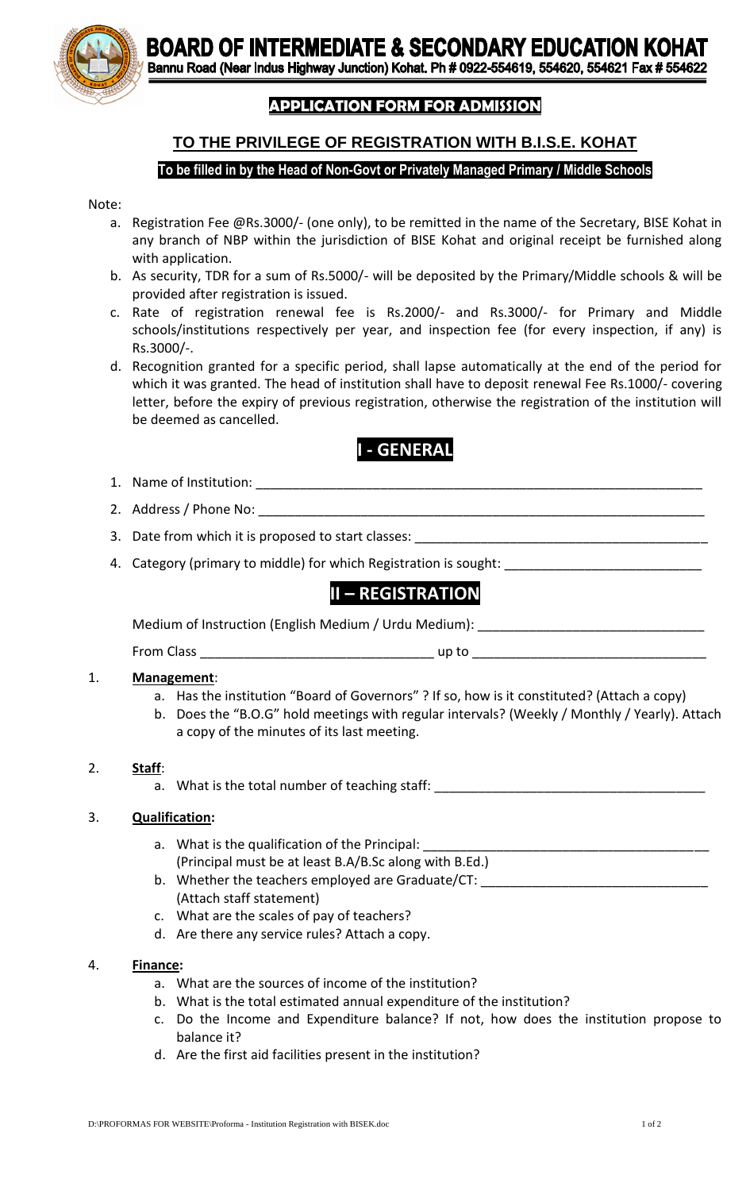# BOARD OF INTERMEDIATE & SECONDARY EDUCATION KOHAT

Bannu Road (Near Indus Highway Junction) Kohat. Ph # 0922-554619, 554620, 554621 Fax # 554622

## APPLICATION FORM FOR ADMISSION

## TO THE PRIVILEGE OF REGISTRATION WITH B.I.S.E. KOHAT

**To be filled in by the Head of Non-Govt or Privately Managed Primary / Middle Schools**

Note:

a. Registration Fee @Rs.3000/- (one only), to be remitted in the name of the Secretary, BISE Kohat in any branch of NBP within the jurisdiction of BISE Kohat and original receipt be furnished along with application.
b. As security, TDR for a sum of Rs.5000/- will be deposited by the Primary/Middle schools & will be provided after registration is issued.
c. Rate of registration renewal fee is Rs.2000/- and Rs.3000/- for Primary and Middle schools/institutions respectively per year, and inspection fee (for every inspection, if any) is Rs.3000/-.
d. Recognition granted for a specific period, shall lapse automatically at the end of the period for which it was granted. The head of institution shall have to deposit renewal Fee Rs.1000/- covering letter, before the expiry of previous registration, otherwise the registration of the institution will be deemed as cancelled.

## I - GENERAL

1. Name of Institution: ______________________________________________
2. Address / Phone No: ______________________________________________
3. Date from which it is proposed to start classes: ______________________________
4. Category (primary to middle) for which Registration is sought: ____________________

## II – REGISTRATION

Medium of Instruction (English Medium / Urdu Medium): ______________________

From Class ______________________ up to ______________________

1. **Management**:
   a. Has the institution "Board of Governors" ? If so, how is it constituted? (Attach a copy)
   b. Does the "B.O.G" hold meetings with regular intervals? (Weekly / Monthly / Yearly). Attach a copy of the minutes of its last meeting.

2. **Staff**:
   a. What is the total number of teaching staff: ______________________________

3. **Qualification:**
   a. What is the qualification of the Principal: ______________________________
      (Principal must be at least B.A/B.Sc along with B.Ed.)
   b. Whether the teachers employed are Graduate/CT: ______________________
      (Attach staff statement)
   c. What are the scales of pay of teachers?
   d. Are there any service rules? Attach a copy.

4. **Finance:**
   a. What are the sources of income of the institution?
   b. What is the total estimated annual expenditure of the institution?
   c. Do the Income and Expenditure balance? If not, how does the institution propose to balance it?
   d. Are the first aid facilities present in the institution?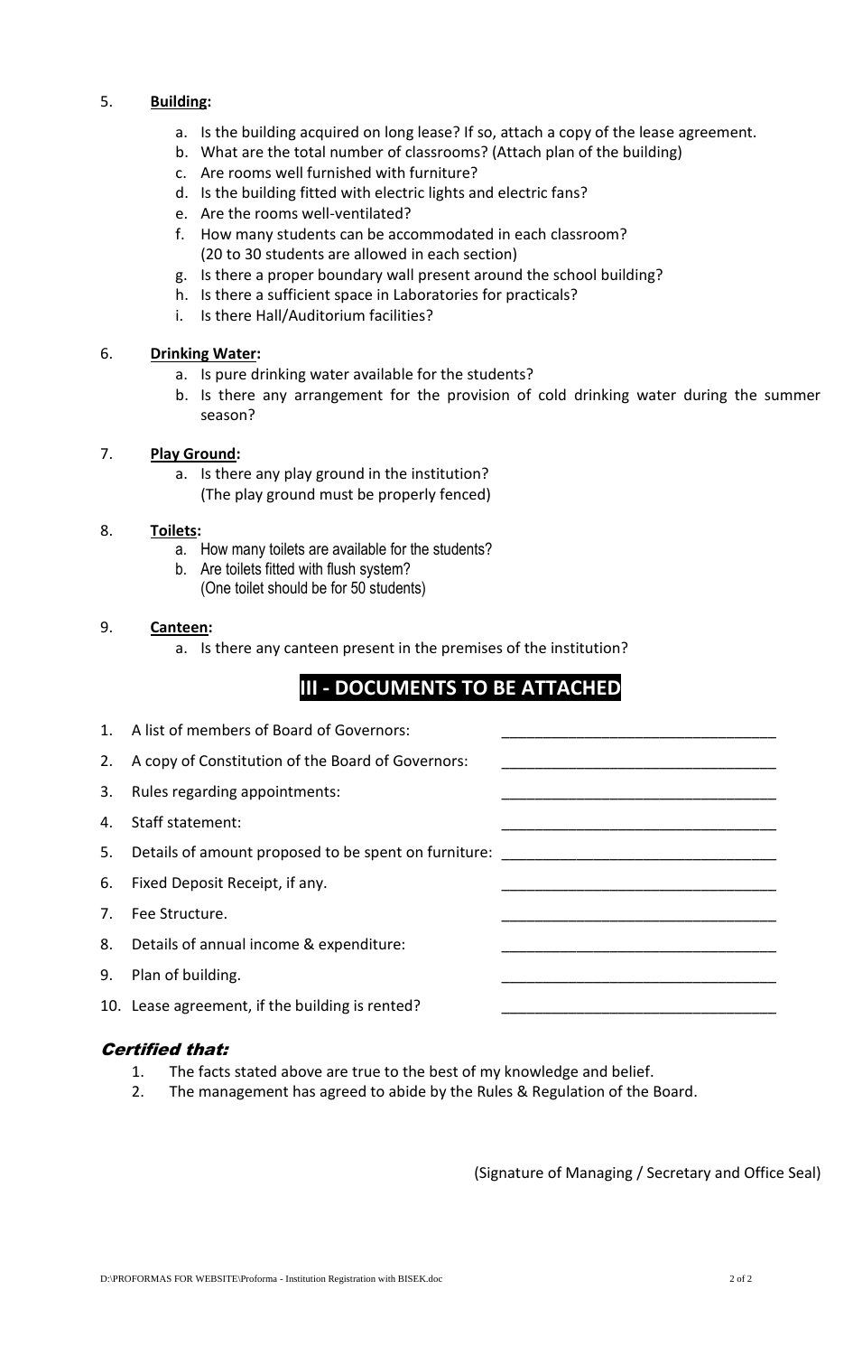5. **Building:**
   a. Is the building acquired on long lease? If so, attach a copy of the lease agreement.
   b. What are the total number of classrooms? (Attach plan of the building)
   c. Are rooms well furnished with furniture?
   d. Is the building fitted with electric lights and electric fans?
   e. Are the rooms well-ventilated?
   f. How many students can be accommodated in each classroom? (20 to 30 students are allowed in each section)
   g. Is there a proper boundary wall present around the school building?
   h. Is there a sufficient space in Laboratories for practicals?
   i. Is there Hall/Auditorium facilities?

6. **Drinking Water:**
   a. Is pure drinking water available for the students?
   b. Is there any arrangement for the provision of cold drinking water during the summer season?

7. **Play Ground:**
   a. Is there any play ground in the institution? (The play ground must be properly fenced)

8. **Toilets:**
   a. How many toilets are available for the students?
   b. Are toilets fitted with flush system? (One toilet should be for 50 students)

9. **Canteen:**
   a. Is there any canteen present in the premises of the institution?

## III - DOCUMENTS TO BE ATTACHED

1. A list of members of Board of Governors: ______________________________
2. A copy of Constitution of the Board of Governors: ______________________________
3. Rules regarding appointments: ______________________________
4. Staff statement: ______________________________
5. Details of amount proposed to be spent on furniture: ______________________________
6. Fixed Deposit Receipt, if any. ______________________________
7. Fee Structure. ______________________________
8. Details of annual income & expenditure: ______________________________
9. Plan of building. ______________________________
10. Lease agreement, if the building is rented? ______________________________

***Certified that:***

1. The facts stated above are true to the best of my knowledge and belief.
2. The management has agreed to abide by the Rules & Regulation of the Board.

(Signature of Managing / Secretary and Office Seal)

D:\PROFORMAS FOR WEBSITE\Proforma - Institution Registration with BISEK.doc